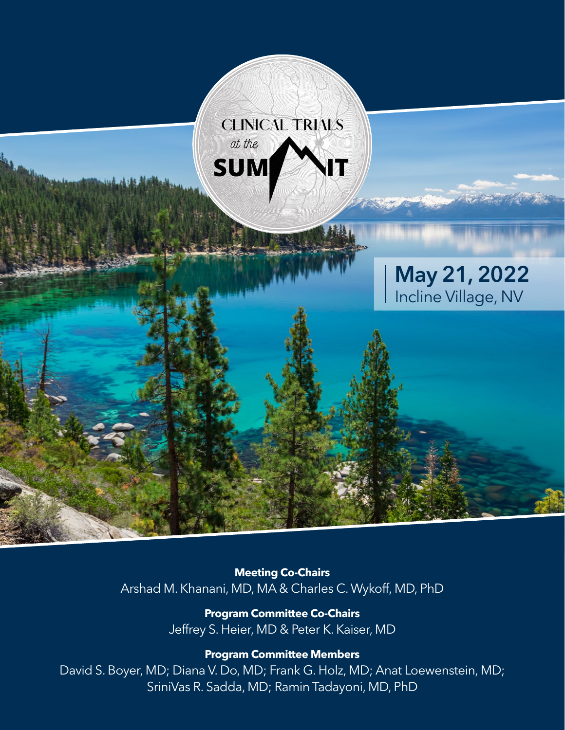# CLINICAL TRIALS *at the* SUMMIT

## May 21, 2022
Incline Village, NV

**Meeting Co-Chairs**
Arshad M. Khanani, MD, MA & Charles C. Wykoff, MD, PhD

**Program Committee Co-Chairs**
Jeffrey S. Heier, MD & Peter K. Kaiser, MD

**Program Committee Members**
David S. Boyer, MD; Diana V. Do, MD; Frank G. Holz, MD; Anat Loewenstein, MD; SriniVas R. Sadda, MD; Ramin Tadayoni, MD, PhD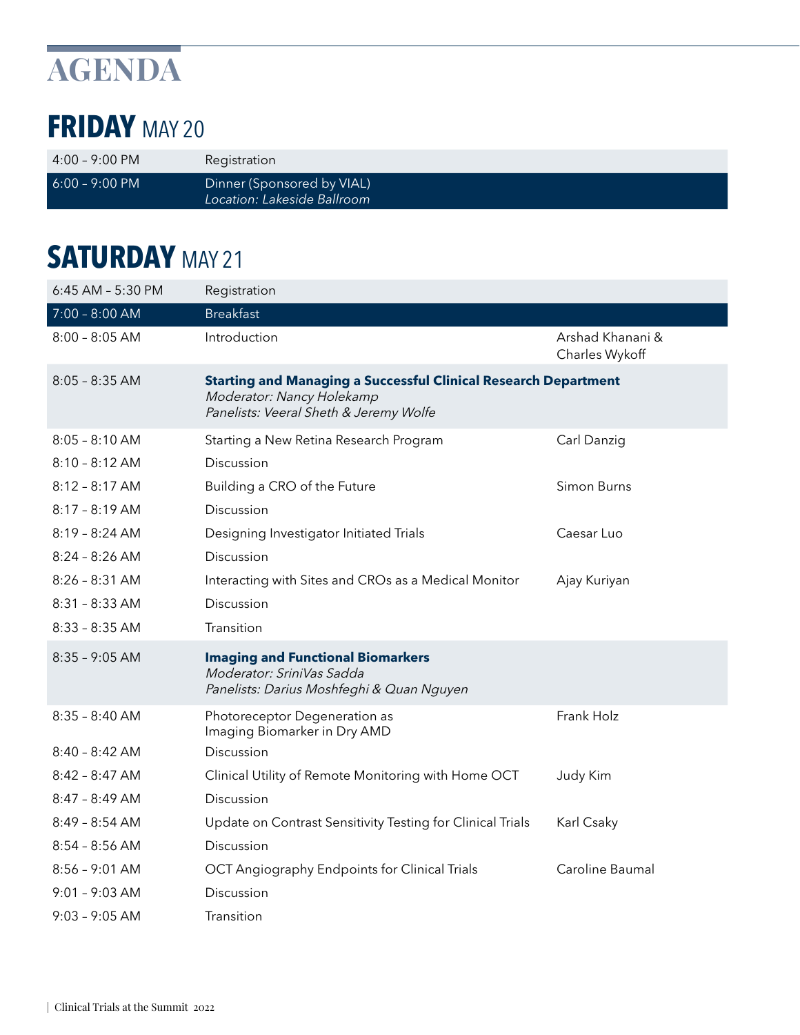# AGENDA

## FRIDAY MAY 20

| | | |
|---|---|---|
| 4:00 – 9:00 PM | Registration | |
| 6:00 – 9:00 PM | Dinner (Sponsored by VIAL)<br>*Location: Lakeside Ballroom* | |

## SATURDAY MAY 21

| | | |
|---|---|---|
| 6:45 AM – 5:30 PM | Registration | |
| 7:00 – 8:00 AM | Breakfast | |
| 8:00 – 8:05 AM | Introduction | Arshad Khanani & Charles Wykoff |
| 8:05 – 8:35 AM | **Starting and Managing a Successful Clinical Research Department**<br>*Moderator: Nancy Holekamp*<br>*Panelists: Veeral Sheth & Jeremy Wolfe* | |
| 8:05 – 8:10 AM | Starting a New Retina Research Program | Carl Danzig |
| 8:10 – 8:12 AM | Discussion | |
| 8:12 – 8:17 AM | Building a CRO of the Future | Simon Burns |
| 8:17 – 8:19 AM | Discussion | |
| 8:19 – 8:24 AM | Designing Investigator Initiated Trials | Caesar Luo |
| 8:24 – 8:26 AM | Discussion | |
| 8:26 – 8:31 AM | Interacting with Sites and CROs as a Medical Monitor | Ajay Kuriyan |
| 8:31 – 8:33 AM | Discussion | |
| 8:33 – 8:35 AM | Transition | |
| 8:35 – 9:05 AM | **Imaging and Functional Biomarkers**<br>*Moderator: SriniVas Sadda*<br>*Panelists: Darius Moshfeghi & Quan Nguyen* | |
| 8:35 – 8:40 AM | Photoreceptor Degeneration as Imaging Biomarker in Dry AMD | Frank Holz |
| 8:40 – 8:42 AM | Discussion | |
| 8:42 – 8:47 AM | Clinical Utility of Remote Monitoring with Home OCT | Judy Kim |
| 8:47 – 8:49 AM | Discussion | |
| 8:49 – 8:54 AM | Update on Contrast Sensitivity Testing for Clinical Trials | Karl Csaky |
| 8:54 – 8:56 AM | Discussion | |
| 8:56 – 9:01 AM | OCT Angiography Endpoints for Clinical Trials | Caroline Baumal |
| 9:01 – 9:03 AM | Discussion | |
| 9:03 – 9:05 AM | Transition | |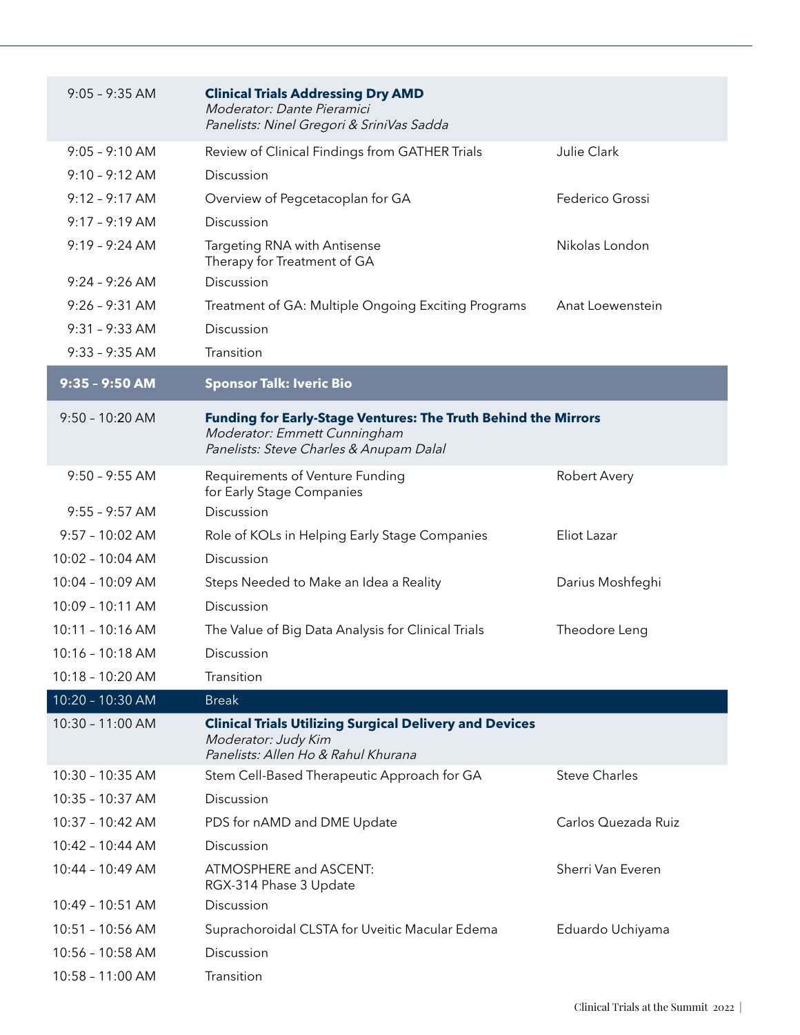| Time | Session | Speaker |
|---|---|---|
| 9:05 – 9:35 AM | **Clinical Trials Addressing Dry AMD**<br>*Moderator: Dante Pieramici*<br>*Panelists: Ninel Gregori & SriniVas Sadda* | |
| 9:05 – 9:10 AM | Review of Clinical Findings from GATHER Trials | Julie Clark |
| 9:10 – 9:12 AM | Discussion | |
| 9:12 – 9:17 AM | Overview of Pegcetacoplan for GA | Federico Grossi |
| 9:17 – 9:19 AM | Discussion | |
| 9:19 – 9:24 AM | Targeting RNA with Antisense Therapy for Treatment of GA | Nikolas London |
| 9:24 – 9:26 AM | Discussion | |
| 9:26 – 9:31 AM | Treatment of GA: Multiple Ongoing Exciting Programs | Anat Loewenstein |
| 9:31 – 9:33 AM | Discussion | |
| 9:33 – 9:35 AM | Transition | |
| **9:35 – 9:50 AM** | **Sponsor Talk: Iveric Bio** | |
| 9:50 – 10:20 AM | **Funding for Early-Stage Ventures: The Truth Behind the Mirrors**<br>*Moderator: Emmett Cunningham*<br>*Panelists: Steve Charles & Anupam Dalal* | |
| 9:50 – 9:55 AM | Requirements of Venture Funding for Early Stage Companies | Robert Avery |
| 9:55 – 9:57 AM | Discussion | |
| 9:57 – 10:02 AM | Role of KOLs in Helping Early Stage Companies | Eliot Lazar |
| 10:02 – 10:04 AM | Discussion | |
| 10:04 – 10:09 AM | Steps Needed to Make an Idea a Reality | Darius Moshfeghi |
| 10:09 – 10:11 AM | Discussion | |
| 10:11 – 10:16 AM | The Value of Big Data Analysis for Clinical Trials | Theodore Leng |
| 10:16 – 10:18 AM | Discussion | |
| 10:18 – 10:20 AM | Transition | |
| 10:20 – 10:30 AM | Break | |
| 10:30 – 11:00 AM | **Clinical Trials Utilizing Surgical Delivery and Devices**<br>*Moderator: Judy Kim*<br>*Panelists: Allen Ho & Rahul Khurana* | |
| 10:30 – 10:35 AM | Stem Cell-Based Therapeutic Approach for GA | Steve Charles |
| 10:35 – 10:37 AM | Discussion | |
| 10:37 – 10:42 AM | PDS for nAMD and DME Update | Carlos Quezada Ruiz |
| 10:42 – 10:44 AM | Discussion | |
| 10:44 – 10:49 AM | ATMOSPHERE and ASCENT: RGX-314 Phase 3 Update | Sherri Van Everen |
| 10:49 – 10:51 AM | Discussion | |
| 10:51 – 10:56 AM | Suprachoroidal CLSTA for Uveitic Macular Edema | Eduardo Uchiyama |
| 10:56 – 10:58 AM | Discussion | |
| 10:58 – 11:00 AM | Transition | |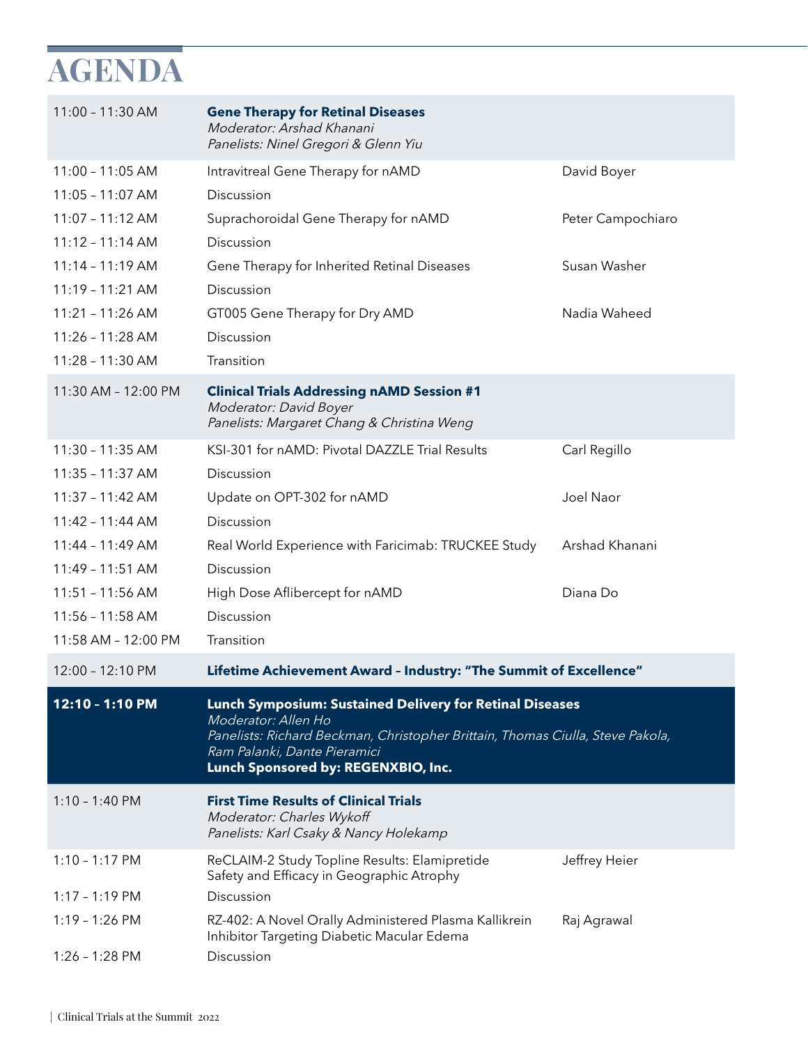# AGENDA

| Time | Session | Speaker |
|---|---|---|
| 11:00 – 11:30 AM | **Gene Therapy for Retinal Diseases**<br>*Moderator: Arshad Khanani*<br>*Panelists: Ninel Gregori & Glenn Yiu* | |
| 11:00 – 11:05 AM | Intravitreal Gene Therapy for nAMD | David Boyer |
| 11:05 – 11:07 AM | Discussion | |
| 11:07 – 11:12 AM | Suprachoroidal Gene Therapy for nAMD | Peter Campochiaro |
| 11:12 – 11:14 AM | Discussion | |
| 11:14 – 11:19 AM | Gene Therapy for Inherited Retinal Diseases | Susan Washer |
| 11:19 – 11:21 AM | Discussion | |
| 11:21 – 11:26 AM | GT005 Gene Therapy for Dry AMD | Nadia Waheed |
| 11:26 – 11:28 AM | Discussion | |
| 11:28 – 11:30 AM | Transition | |
| 11:30 AM – 12:00 PM | **Clinical Trials Addressing nAMD Session #1**<br>*Moderator: David Boyer*<br>*Panelists: Margaret Chang & Christina Weng* | |
| 11:30 – 11:35 AM | KSI-301 for nAMD: Pivotal DAZZLE Trial Results | Carl Regillo |
| 11:35 – 11:37 AM | Discussion | |
| 11:37 – 11:42 AM | Update on OPT-302 for nAMD | Joel Naor |
| 11:42 – 11:44 AM | Discussion | |
| 11:44 – 11:49 AM | Real World Experience with Faricimab: TRUCKEE Study | Arshad Khanani |
| 11:49 – 11:51 AM | Discussion | |
| 11:51 – 11:56 AM | High Dose Aflibercept for nAMD | Diana Do |
| 11:56 – 11:58 AM | Discussion | |
| 11:58 AM – 12:00 PM | Transition | |
| 12:00 – 12:10 PM | **Lifetime Achievement Award – Industry: "The Summit of Excellence"** | |
| **12:10 – 1:10 PM** | **Lunch Symposium: Sustained Delivery for Retinal Diseases**<br>*Moderator: Allen Ho*<br>*Panelists: Richard Beckman, Christopher Brittain, Thomas Ciulla, Steve Pakola, Ram Palanki, Dante Pieramici*<br>**Lunch Sponsored by: REGENXBIO, Inc.** | |
| 1:10 – 1:40 PM | **First Time Results of Clinical Trials**<br>*Moderator: Charles Wykoff*<br>*Panelists: Karl Csaky & Nancy Holekamp* | |
| 1:10 – 1:17 PM | ReCLAIM-2 Study Topline Results: Elamipretide Safety and Efficacy in Geographic Atrophy | Jeffrey Heier |
| 1:17 – 1:19 PM | Discussion | |
| 1:19 – 1:26 PM | RZ-402: A Novel Orally Administered Plasma Kallikrein Inhibitor Targeting Diabetic Macular Edema | Raj Agrawal |
| 1:26 – 1:28 PM | Discussion | |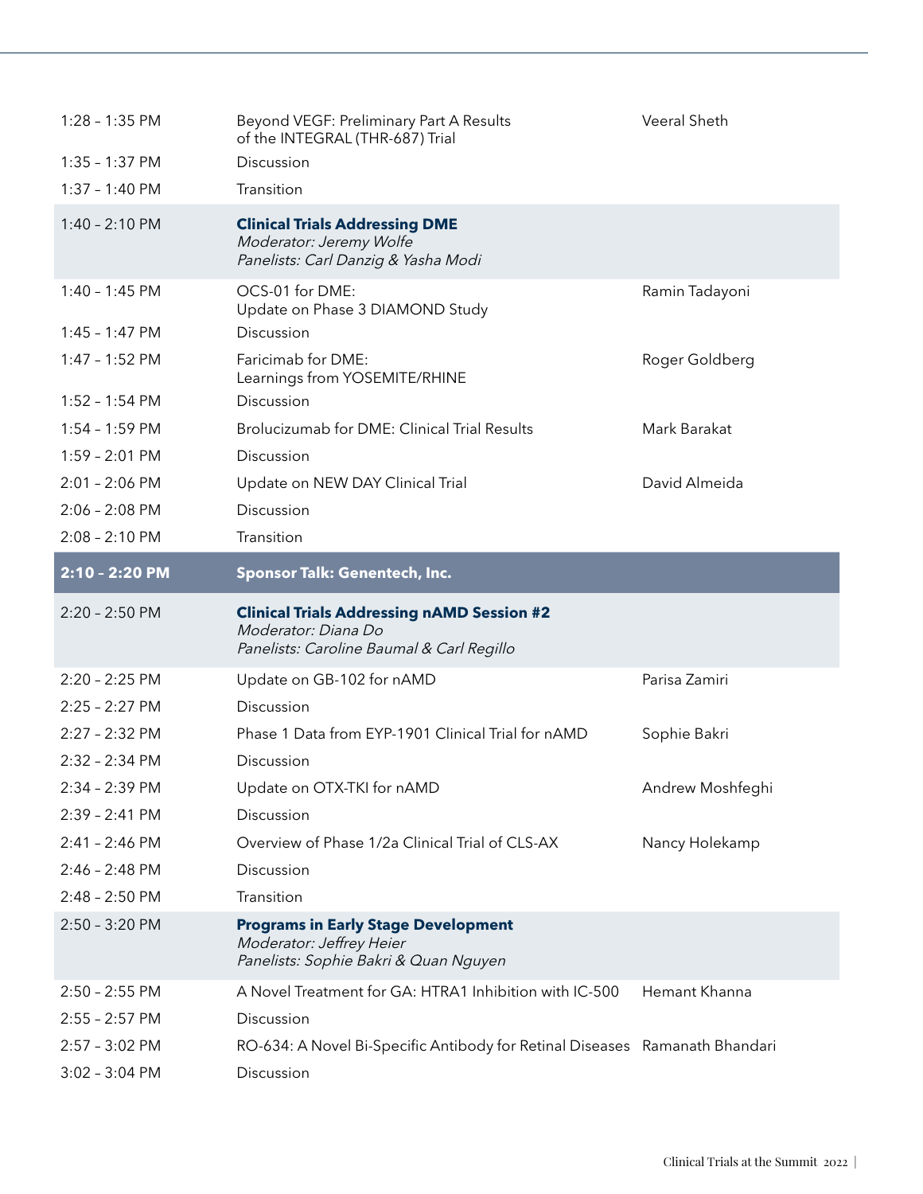| Time | Session | Speaker |
|---|---|---|
| 1:28 – 1:35 PM | Beyond VEGF: Preliminary Part A Results of the INTEGRAL (THR-687) Trial | Veeral Sheth |
| 1:35 – 1:37 PM | Discussion | |
| 1:37 – 1:40 PM | Transition | |
| 1:40 – 2:10 PM | **Clinical Trials Addressing DME**<br>*Moderator: Jeremy Wolfe*<br>*Panelists: Carl Danzig & Yasha Modi* | |
| 1:40 – 1:45 PM | OCS-01 for DME:<br>Update on Phase 3 DIAMOND Study | Ramin Tadayoni |
| 1:45 – 1:47 PM | Discussion | |
| 1:47 – 1:52 PM | Faricimab for DME:<br>Learnings from YOSEMITE/RHINE | Roger Goldberg |
| 1:52 – 1:54 PM | Discussion | |
| 1:54 – 1:59 PM | Brolucizumab for DME: Clinical Trial Results | Mark Barakat |
| 1:59 – 2:01 PM | Discussion | |
| 2:01 – 2:06 PM | Update on NEW DAY Clinical Trial | David Almeida |
| 2:06 – 2:08 PM | Discussion | |
| 2:08 – 2:10 PM | Transition | |
| **2:10 – 2:20 PM** | **Sponsor Talk: Genentech, Inc.** | |
| 2:20 – 2:50 PM | **Clinical Trials Addressing nAMD Session #2**<br>*Moderator: Diana Do*<br>*Panelists: Caroline Baumal & Carl Regillo* | |
| 2:20 – 2:25 PM | Update on GB-102 for nAMD | Parisa Zamiri |
| 2:25 – 2:27 PM | Discussion | |
| 2:27 – 2:32 PM | Phase 1 Data from EYP-1901 Clinical Trial for nAMD | Sophie Bakri |
| 2:32 – 2:34 PM | Discussion | |
| 2:34 – 2:39 PM | Update on OTX-TKI for nAMD | Andrew Moshfeghi |
| 2:39 – 2:41 PM | Discussion | |
| 2:41 – 2:46 PM | Overview of Phase 1/2a Clinical Trial of CLS-AX | Nancy Holekamp |
| 2:46 – 2:48 PM | Discussion | |
| 2:48 – 2:50 PM | Transition | |
| 2:50 – 3:20 PM | **Programs in Early Stage Development**<br>*Moderator: Jeffrey Heier*<br>*Panelists: Sophie Bakri & Quan Nguyen* | |
| 2:50 – 2:55 PM | A Novel Treatment for GA: HTRA1 Inhibition with IC-500 | Hemant Khanna |
| 2:55 – 2:57 PM | Discussion | |
| 2:57 – 3:02 PM | RO-634: A Novel Bi-Specific Antibody for Retinal Diseases | Ramanath Bhandari |
| 3:02 – 3:04 PM | Discussion | |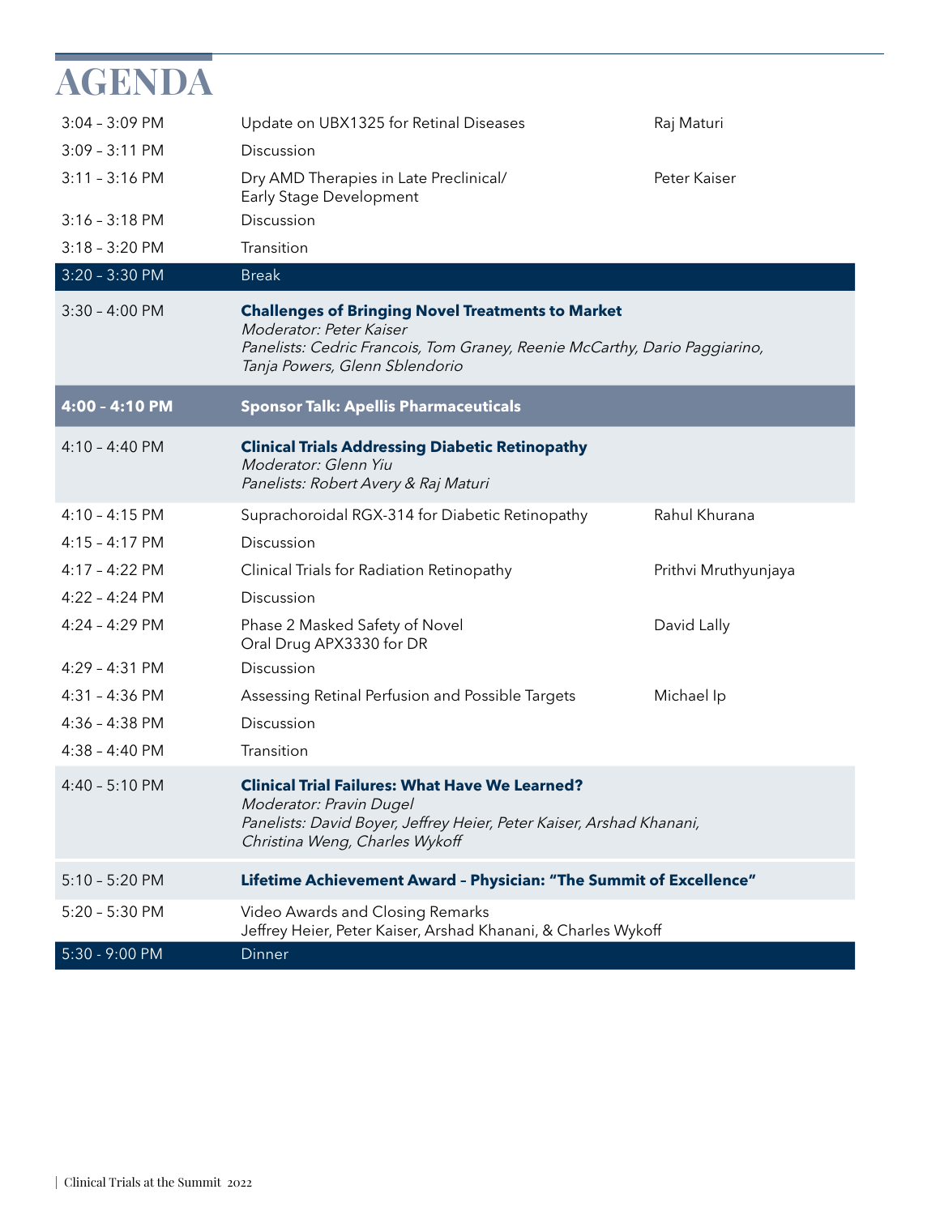# AGENDA

| Time | Session | Speaker |
|---|---|---|
| 3:04 – 3:09 PM | Update on UBX1325 for Retinal Diseases | Raj Maturi |
| 3:09 – 3:11 PM | Discussion | |
| 3:11 – 3:16 PM | Dry AMD Therapies in Late Preclinical/ Early Stage Development | Peter Kaiser |
| 3:16 – 3:18 PM | Discussion | |
| 3:18 – 3:20 PM | Transition | |
| 3:20 – 3:30 PM | Break | |
| 3:30 – 4:00 PM | **Challenges of Bringing Novel Treatments to Market**<br>*Moderator: Peter Kaiser*<br>*Panelists: Cedric Francois, Tom Graney, Reenie McCarthy, Dario Paggiarino, Tanja Powers, Glenn Sblendorio* | |
| **4:00 – 4:10 PM** | **Sponsor Talk: Apellis Pharmaceuticals** | |
| 4:10 – 4:40 PM | **Clinical Trials Addressing Diabetic Retinopathy**<br>*Moderator: Glenn Yiu*<br>*Panelists: Robert Avery & Raj Maturi* | |
| 4:10 – 4:15 PM | Suprachoroidal RGX-314 for Diabetic Retinopathy | Rahul Khurana |
| 4:15 – 4:17 PM | Discussion | |
| 4:17 – 4:22 PM | Clinical Trials for Radiation Retinopathy | Prithvi Mruthyunjaya |
| 4:22 – 4:24 PM | Discussion | |
| 4:24 – 4:29 PM | Phase 2 Masked Safety of Novel Oral Drug APX3330 for DR | David Lally |
| 4:29 – 4:31 PM | Discussion | |
| 4:31 – 4:36 PM | Assessing Retinal Perfusion and Possible Targets | Michael Ip |
| 4:36 – 4:38 PM | Discussion | |
| 4:38 – 4:40 PM | Transition | |
| 4:40 – 5:10 PM | **Clinical Trial Failures: What Have We Learned?**<br>*Moderator: Pravin Dugel*<br>*Panelists: David Boyer, Jeffrey Heier, Peter Kaiser, Arshad Khanani, Christina Weng, Charles Wykoff* | |
| 5:10 – 5:20 PM | **Lifetime Achievement Award – Physician: "The Summit of Excellence"** | |
| 5:20 – 5:30 PM | Video Awards and Closing Remarks<br>Jeffrey Heier, Peter Kaiser, Arshad Khanani, & Charles Wykoff | |
| 5:30 - 9:00 PM | Dinner | |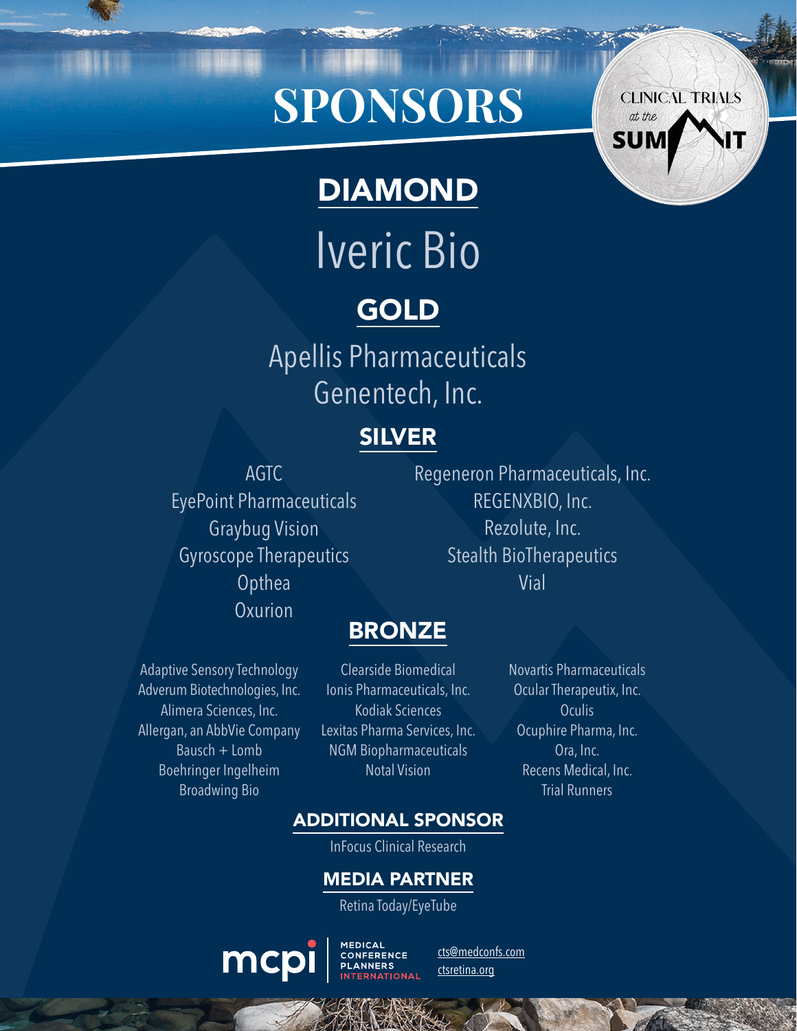# SPONSORS

CLINICAL TRIALS at the SUMMIT

## DIAMOND

Iveric Bio

## GOLD

Apellis Pharmaceuticals
Genentech, Inc.

## SILVER

AGTC
EyePoint Pharmaceuticals
Graybug Vision
Gyroscope Therapeutics
Opthea
Oxurion
Regeneron Pharmaceuticals, Inc.
REGENXBIO, Inc.
Rezolute, Inc.
Stealth BioTherapeutics
Vial

## BRONZE

Adaptive Sensory Technology
Adverum Biotechnologies, Inc.
Alimera Sciences, Inc.
Allergan, an AbbVie Company
Bausch + Lomb
Boehringer Ingelheim
Broadwing Bio
Clearside Biomedical
Ionis Pharmaceuticals, Inc.
Kodiak Sciences
Lexitas Pharma Services, Inc.
NGM Biopharmaceuticals
Notal Vision
Novartis Pharmaceuticals
Ocular Therapeutix, Inc.
Oculis
Ocuphire Pharma, Inc.
Ora, Inc.
Recens Medical, Inc.
Trial Runners

## ADDITIONAL SPONSOR

InFocus Clinical Research

## MEDIA PARTNER

Retina Today/EyeTube

mcpi | MEDICAL CONFERENCE PLANNERS INTERNATIONAL

cts@medconfs.com
ctsretina.org